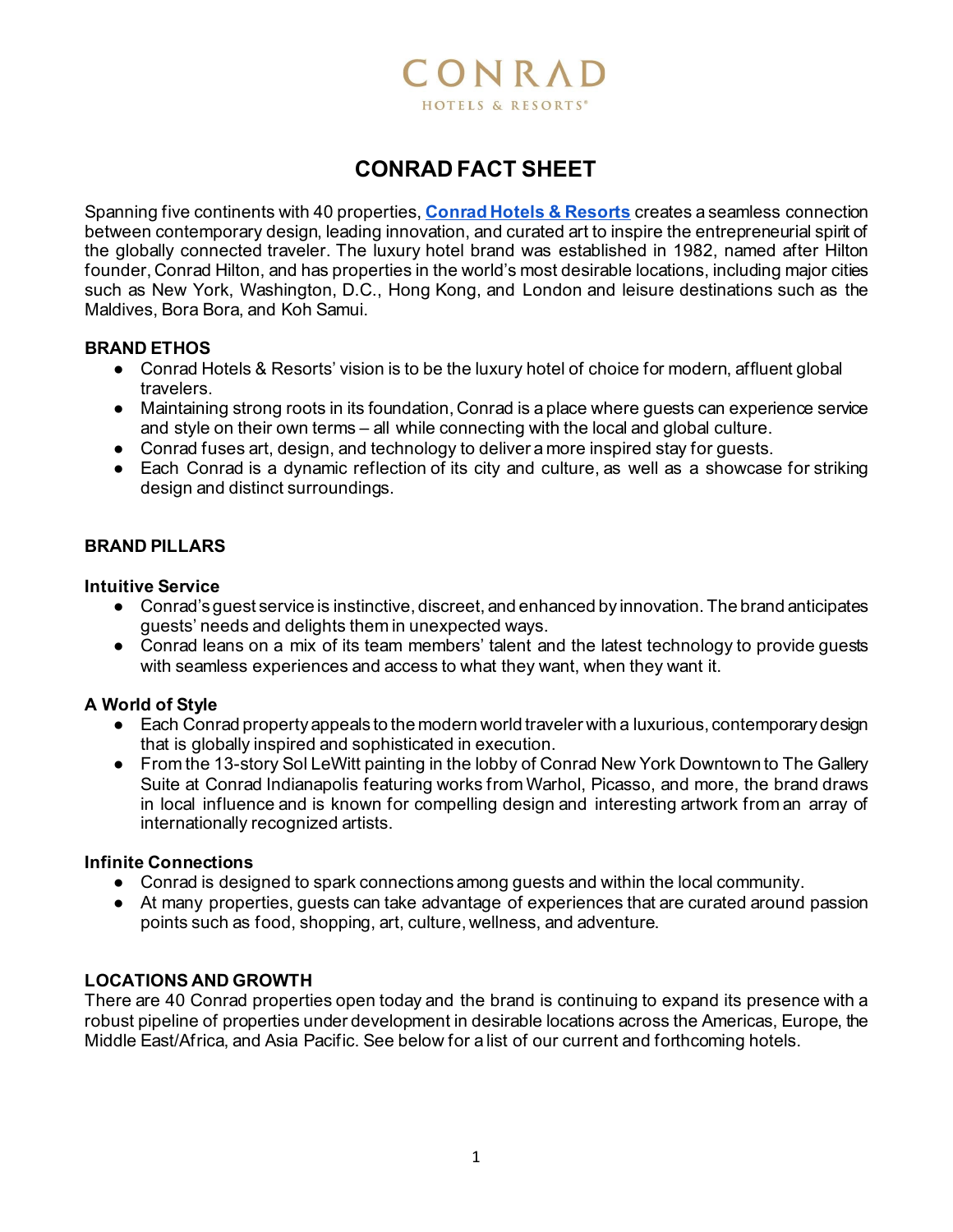CONRAD
HOTELS & RESORTS®

# CONRAD FACT SHEET

Spanning five continents with 40 properties, **Conrad Hotels & Resorts** creates a seamless connection between contemporary design, leading innovation, and curated art to inspire the entrepreneurial spirit of the globally connected traveler. The luxury hotel brand was established in 1982, named after Hilton founder, Conrad Hilton, and has properties in the world's most desirable locations, including major cities such as New York, Washington, D.C., Hong Kong, and London and leisure destinations such as the Maldives, Bora Bora, and Koh Samui.

## BRAND ETHOS

- Conrad Hotels & Resorts' vision is to be the luxury hotel of choice for modern, affluent global travelers.
- Maintaining strong roots in its foundation, Conrad is a place where guests can experience service and style on their own terms – all while connecting with the local and global culture.
- Conrad fuses art, design, and technology to deliver a more inspired stay for guests.
- Each Conrad is a dynamic reflection of its city and culture, as well as a showcase for striking design and distinct surroundings.

## BRAND PILLARS

### Intuitive Service

- Conrad's guest service is instinctive, discreet, and enhanced by innovation. The brand anticipates guests' needs and delights them in unexpected ways.
- Conrad leans on a mix of its team members' talent and the latest technology to provide guests with seamless experiences and access to what they want, when they want it.

### A World of Style

- Each Conrad property appeals to the modern world traveler with a luxurious, contemporary design that is globally inspired and sophisticated in execution.
- From the 13-story Sol LeWitt painting in the lobby of Conrad New York Downtown to The Gallery Suite at Conrad Indianapolis featuring works from Warhol, Picasso, and more, the brand draws in local influence and is known for compelling design and interesting artwork from an array of internationally recognized artists.

### Infinite Connections

- Conrad is designed to spark connections among guests and within the local community.
- At many properties, guests can take advantage of experiences that are curated around passion points such as food, shopping, art, culture, wellness, and adventure.

## LOCATIONS AND GROWTH

There are 40 Conrad properties open today and the brand is continuing to expand its presence with a robust pipeline of properties under development in desirable locations across the Americas, Europe, the Middle East/Africa, and Asia Pacific. See below for a list of our current and forthcoming hotels.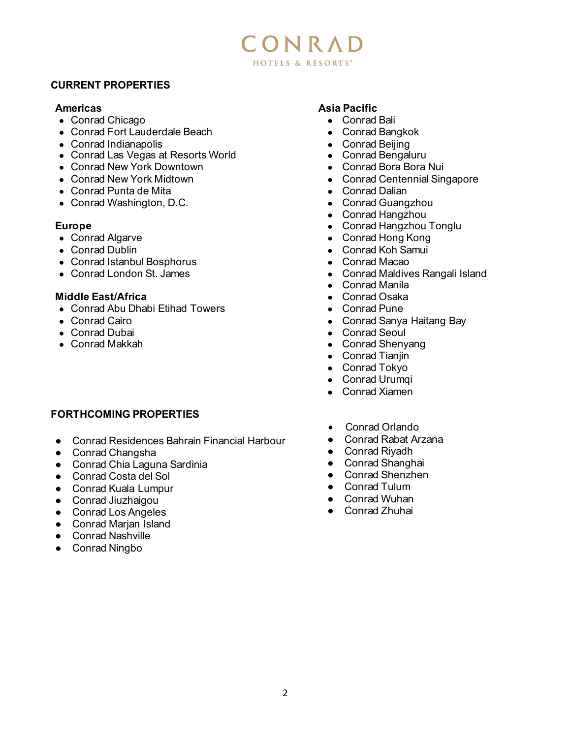## CURRENT PROPERTIES

### Americas

- Conrad Chicago
- Conrad Fort Lauderdale Beach
- Conrad Indianapolis
- Conrad Las Vegas at Resorts World
- Conrad New York Downtown
- Conrad New York Midtown
- Conrad Punta de Mita
- Conrad Washington, D.C.

### Europe

- Conrad Algarve
- Conrad Dublin
- Conrad Istanbul Bosphorus
- Conrad London St. James

### Middle East/Africa

- Conrad Abu Dhabi Etihad Towers
- Conrad Cairo
- Conrad Dubai
- Conrad Makkah

### Asia Pacific

- Conrad Bali
- Conrad Bangkok
- Conrad Beijing
- Conrad Bengaluru
- Conrad Bora Bora Nui
- Conrad Centennial Singapore
- Conrad Dalian
- Conrad Guangzhou
- Conrad Hangzhou
- Conrad Hangzhou Tonglu
- Conrad Hong Kong
- Conrad Koh Samui
- Conrad Macao
- Conrad Maldives Rangali Island
- Conrad Manila
- Conrad Osaka
- Conrad Pune
- Conrad Sanya Haitang Bay
- Conrad Seoul
- Conrad Shenyang
- Conrad Tianjin
- Conrad Tokyo
- Conrad Urumqi
- Conrad Xiamen

## FORTHCOMING PROPERTIES

- Conrad Residences Bahrain Financial Harbour
- Conrad Changsha
- Conrad Chia Laguna Sardinia
- Conrad Costa del Sol
- Conrad Kuala Lumpur
- Conrad Jiuzhaigou
- Conrad Los Angeles
- Conrad Marjan Island
- Conrad Nashville
- Conrad Ningbo
- Conrad Orlando
- Conrad Rabat Arzana
- Conrad Riyadh
- Conrad Shanghai
- Conrad Shenzhen
- Conrad Tulum
- Conrad Wuhan
- Conrad Zhuhai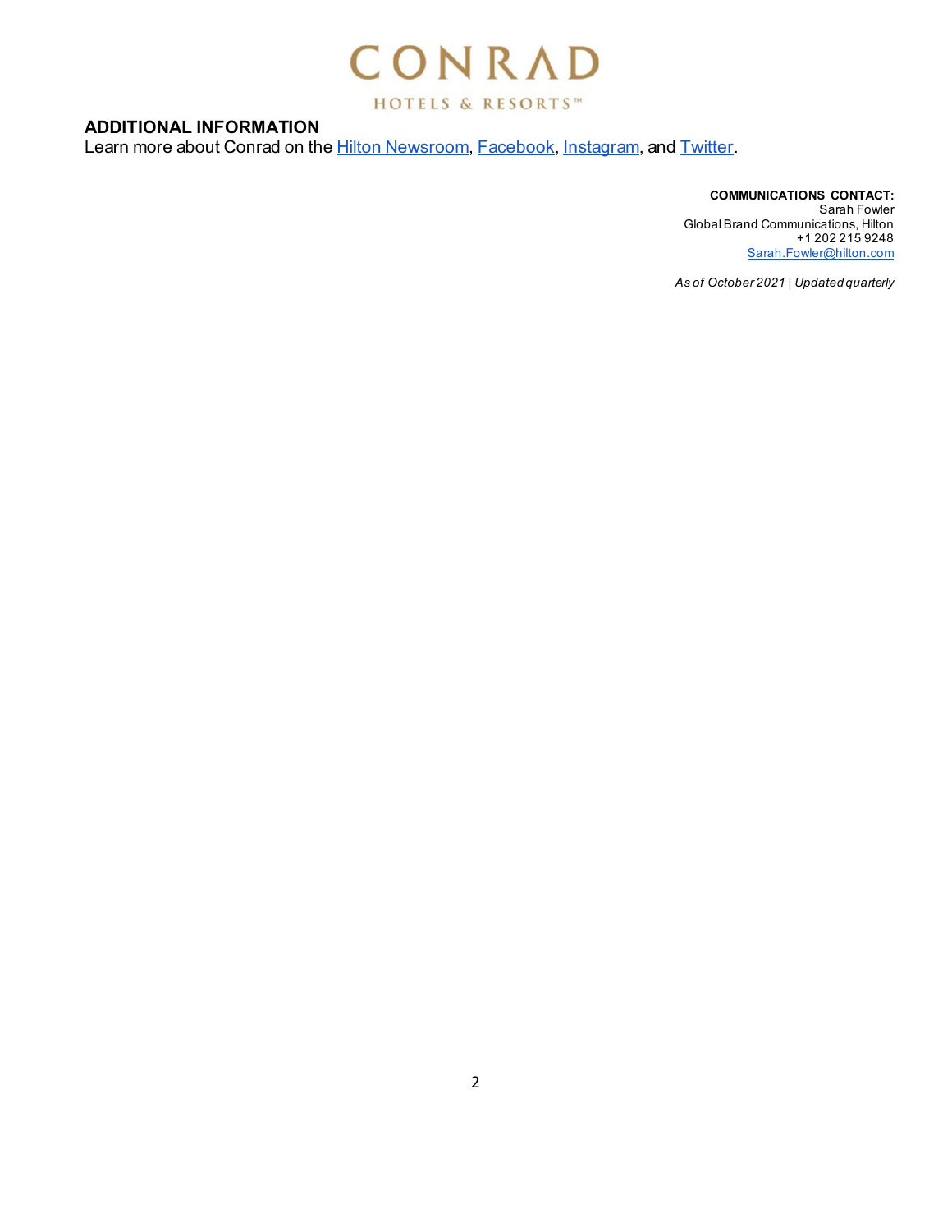## ADDITIONAL INFORMATION

Learn more about Conrad on the Hilton Newsroom, Facebook, Instagram, and Twitter.

**COMMUNICATIONS CONTACT:**
Sarah Fowler
Global Brand Communications, Hilton
+1 202 215 9248
Sarah.Fowler@hilton.com

*As of October 2021 | Updated quarterly*